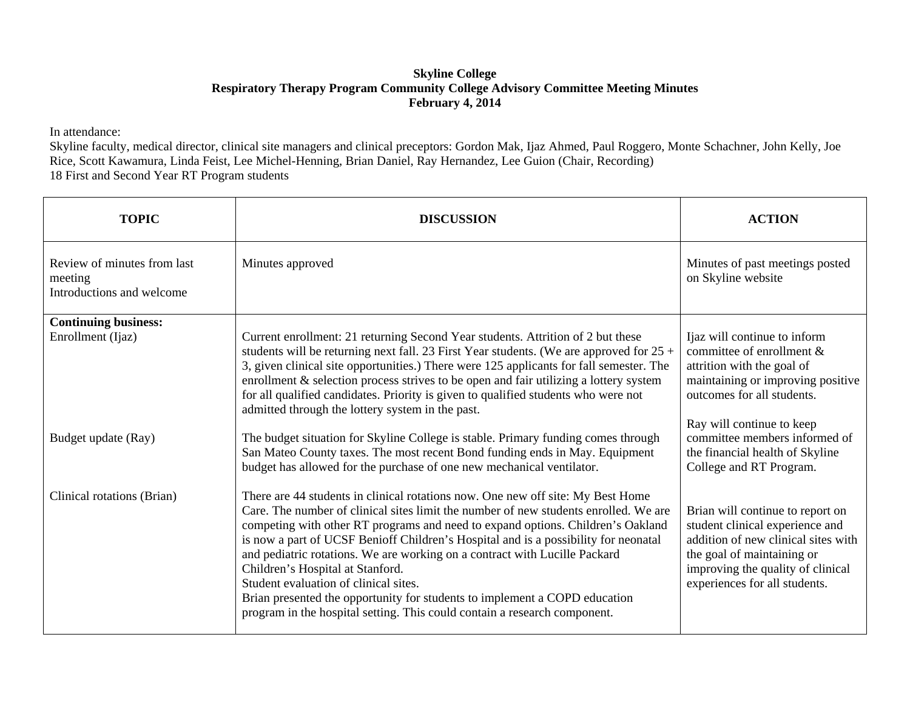**Skyline College**
**Respiratory Therapy Program Community College Advisory Committee Meeting Minutes**
**February 4, 2014**

In attendance:
Skyline faculty, medical director, clinical site managers and clinical preceptors: Gordon Mak, Ijaz Ahmed, Paul Roggero, Monte Schachner, John Kelly, Joe Rice, Scott Kawamura, Linda Feist, Lee Michel-Henning, Brian Daniel, Ray Hernandez, Lee Guion (Chair, Recording)
18 First and Second Year RT Program students

| TOPIC | DISCUSSION | ACTION |
|---|---|---|
| Review of minutes from last meeting<br>Introductions and welcome | Minutes approved | Minutes of past meetings posted on Skyline website |
| **Continuing business:**<br>Enrollment (Ijaz) | Current enrollment: 21 returning Second Year students. Attrition of 2 but these students will be returning next fall. 23 First Year students. (We are approved for 25 + 3, given clinical site opportunities.) There were 125 applicants for fall semester. The enrollment & selection process strives to be open and fair utilizing a lottery system for all qualified candidates. Priority is given to qualified students who were not admitted through the lottery system in the past. | Ijaz will continue to inform committee of enrollment & attrition with the goal of maintaining or improving positive outcomes for all students. |
| Budget update (Ray) | The budget situation for Skyline College is stable. Primary funding comes through San Mateo County taxes. The most recent Bond funding ends in May. Equipment budget has allowed for the purchase of one new mechanical ventilator. | Ray will continue to keep committee members informed of the financial health of Skyline College and RT Program. |
| Clinical rotations (Brian) | There are 44 students in clinical rotations now. One new off site: My Best Home Care. The number of clinical sites limit the number of new students enrolled. We are competing with other RT programs and need to expand options. Children's Oakland is now a part of UCSF Benioff Children's Hospital and is a possibility for neonatal and pediatric rotations. We are working on a contract with Lucille Packard Children's Hospital at Stanford.<br>Student evaluation of clinical sites.<br>Brian presented the opportunity for students to implement a COPD education program in the hospital setting. This could contain a research component. | Brian will continue to report on student clinical experience and addition of new clinical sites with the goal of maintaining or improving the quality of clinical experiences for all students. |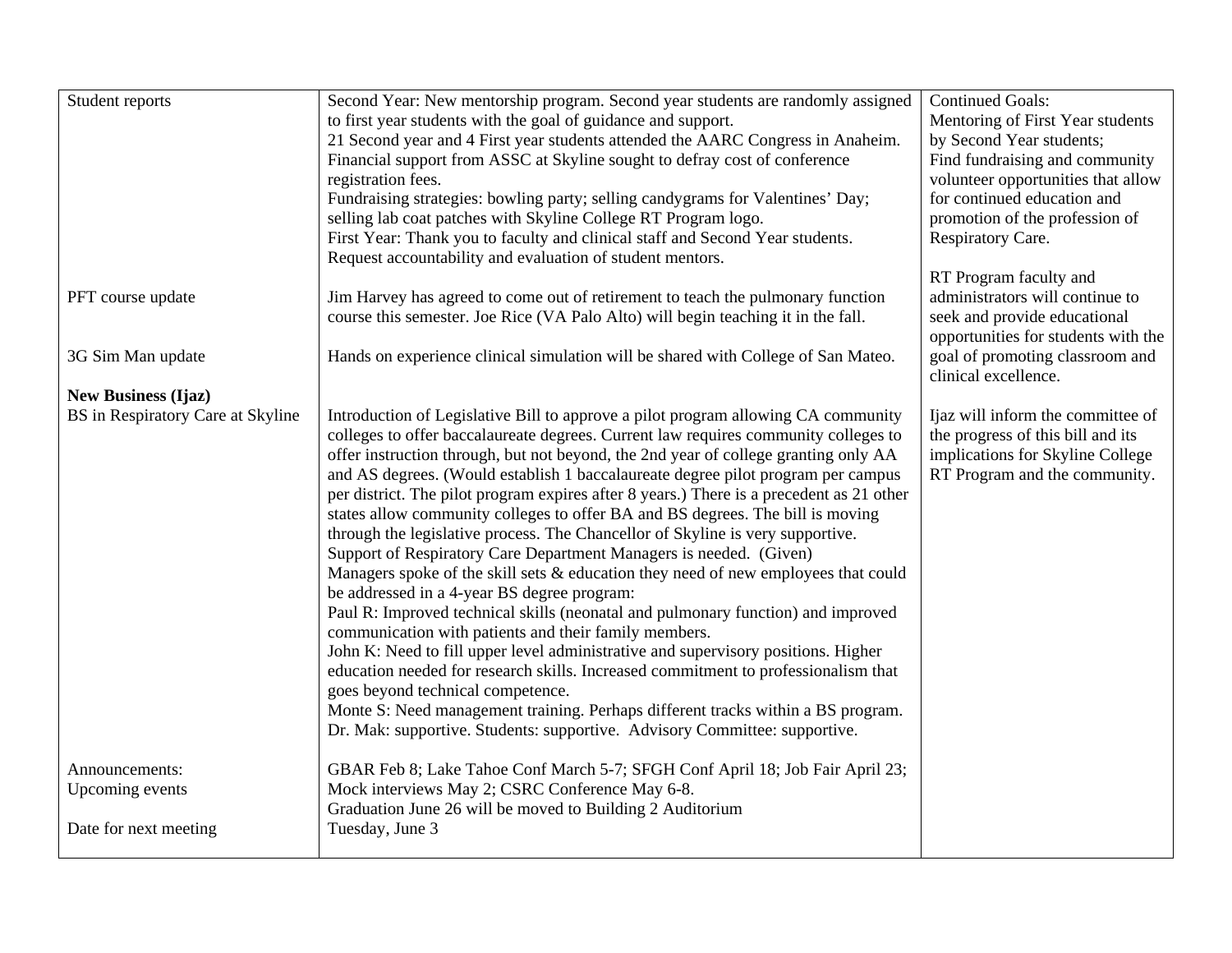| | | |
|---|---|---|
| Student reports | Second Year: New mentorship program. Second year students are randomly assigned to first year students with the goal of guidance and support.<br>21 Second year and 4 First year students attended the AARC Congress in Anaheim. Financial support from ASSC at Skyline sought to defray cost of conference registration fees.<br>Fundraising strategies: bowling party; selling candygrams for Valentines' Day; selling lab coat patches with Skyline College RT Program logo.<br>First Year: Thank you to faculty and clinical staff and Second Year students. Request accountability and evaluation of student mentors. | Continued Goals:<br>Mentoring of First Year students by Second Year students;<br>Find fundraising and community volunteer opportunities that allow for continued education and promotion of the profession of Respiratory Care. |
| PFT course update | Jim Harvey has agreed to come out of retirement to teach the pulmonary function course this semester. Joe Rice (VA Palo Alto) will begin teaching it in the fall. | RT Program faculty and administrators will continue to seek and provide educational opportunities for students with the goal of promoting classroom and clinical excellence. |
| 3G Sim Man update | Hands on experience clinical simulation will be shared with College of San Mateo. | |
| **New Business (Ijaz)**<br>BS in Respiratory Care at Skyline | Introduction of Legislative Bill to approve a pilot program allowing CA community colleges to offer baccalaureate degrees. Current law requires community colleges to offer instruction through, but not beyond, the 2nd year of college granting only AA and AS degrees. (Would establish 1 baccalaureate degree pilot program per campus per district. The pilot program expires after 8 years.) There is a precedent as 21 other states allow community colleges to offer BA and BS degrees. The bill is moving through the legislative process. The Chancellor of Skyline is very supportive.<br>Support of Respiratory Care Department Managers is needed. (Given)<br>Managers spoke of the skill sets & education they need of new employees that could be addressed in a 4-year BS degree program:<br>Paul R: Improved technical skills (neonatal and pulmonary function) and improved communication with patients and their family members.<br>John K: Need to fill upper level administrative and supervisory positions. Higher education needed for research skills. Increased commitment to professionalism that goes beyond technical competence.<br>Monte S: Need management training. Perhaps different tracks within a BS program.<br>Dr. Mak: supportive. Students: supportive. Advisory Committee: supportive. | Ijaz will inform the committee of the progress of this bill and its implications for Skyline College RT Program and the community. |
| Announcements:<br>Upcoming events | GBAR Feb 8; Lake Tahoe Conf March 5-7; SFGH Conf April 18; Job Fair April 23; Mock interviews May 2; CSRC Conference May 6-8.<br>Graduation June 26 will be moved to Building 2 Auditorium | |
| Date for next meeting | Tuesday, June 3 | |